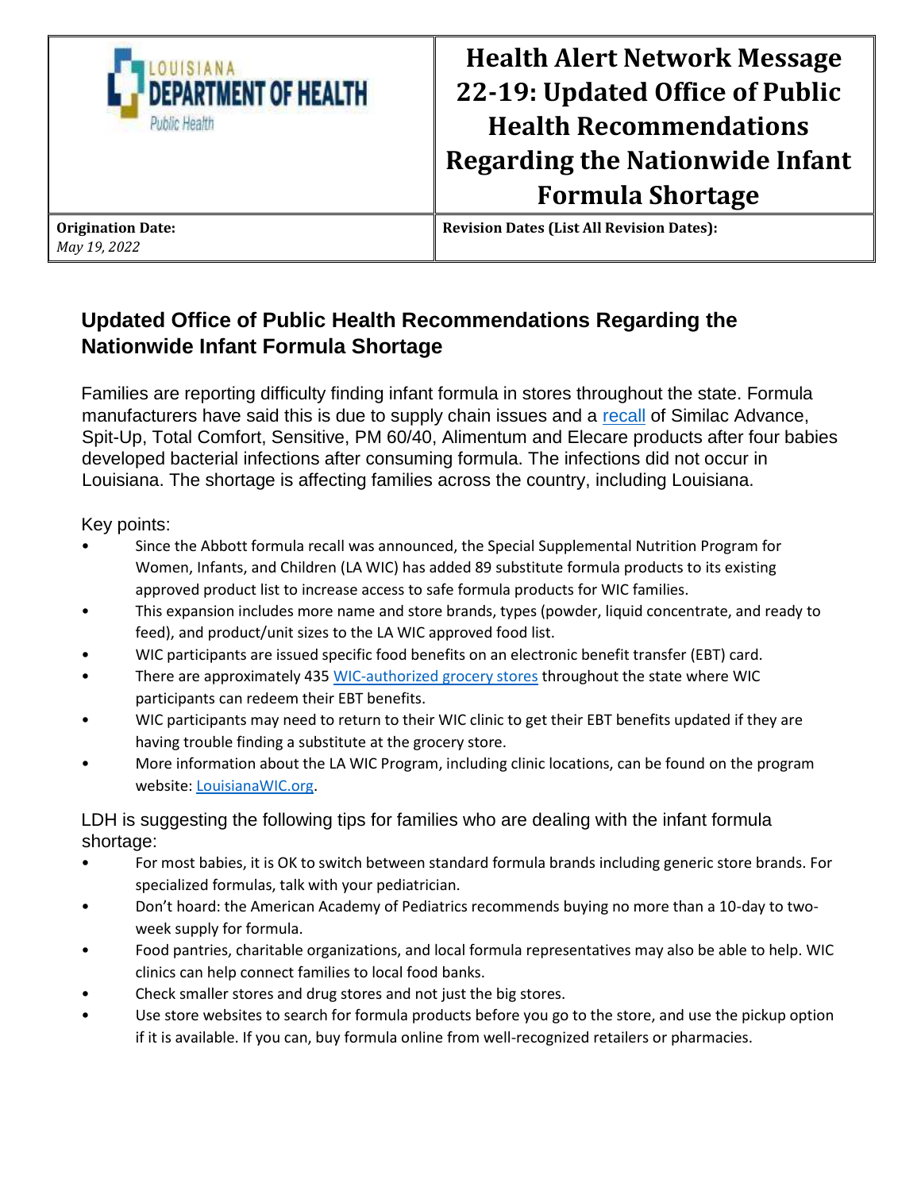| LOUISIANA DEPARTMENT OF HEALTH Public Health | **Health Alert Network Message 22-19: Updated Office of Public Health Recommendations Regarding the Nationwide Infant Formula Shortage** |
|---|---|
| **Origination Date:** *May 19, 2022* | **Revision Dates (List All Revision Dates):** |

## Updated Office of Public Health Recommendations Regarding the Nationwide Infant Formula Shortage

Families are reporting difficulty finding infant formula in stores throughout the state. Formula manufacturers have said this is due to supply chain issues and a recall of Similac Advance, Spit-Up, Total Comfort, Sensitive, PM 60/40, Alimentum and Elecare products after four babies developed bacterial infections after consuming formula. The infections did not occur in Louisiana. The shortage is affecting families across the country, including Louisiana.

Key points:

- Since the Abbott formula recall was announced, the Special Supplemental Nutrition Program for Women, Infants, and Children (LA WIC) has added 89 substitute formula products to its existing approved product list to increase access to safe formula products for WIC families.
- This expansion includes more name and store brands, types (powder, liquid concentrate, and ready to feed), and product/unit sizes to the LA WIC approved food list.
- WIC participants are issued specific food benefits on an electronic benefit transfer (EBT) card.
- There are approximately 435 WIC-authorized grocery stores throughout the state where WIC participants can redeem their EBT benefits.
- WIC participants may need to return to their WIC clinic to get their EBT benefits updated if they are having trouble finding a substitute at the grocery store.
- More information about the LA WIC Program, including clinic locations, can be found on the program website: LouisianaWIC.org.

LDH is suggesting the following tips for families who are dealing with the infant formula shortage:

- For most babies, it is OK to switch between standard formula brands including generic store brands. For specialized formulas, talk with your pediatrician.
- Don't hoard: the American Academy of Pediatrics recommends buying no more than a 10-day to two-week supply for formula.
- Food pantries, charitable organizations, and local formula representatives may also be able to help. WIC clinics can help connect families to local food banks.
- Check smaller stores and drug stores and not just the big stores.
- Use store websites to search for formula products before you go to the store, and use the pickup option if it is available. If you can, buy formula online from well-recognized retailers or pharmacies.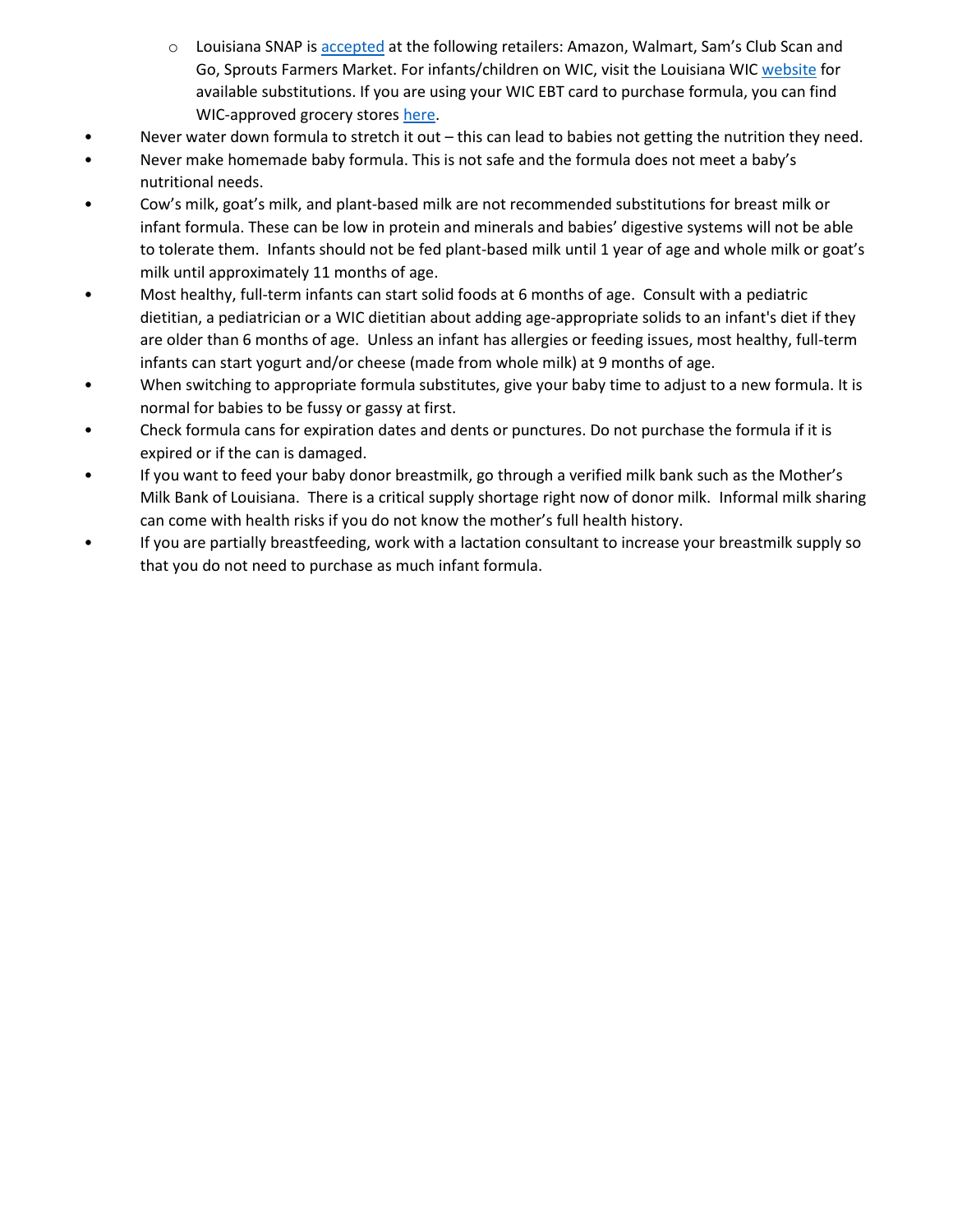- Louisiana SNAP is accepted at the following retailers: Amazon, Walmart, Sam's Club Scan and Go, Sprouts Farmers Market. For infants/children on WIC, visit the Louisiana WIC website for available substitutions. If you are using your WIC EBT card to purchase formula, you can find WIC-approved grocery stores here.
- Never water down formula to stretch it out – this can lead to babies not getting the nutrition they need.
- Never make homemade baby formula. This is not safe and the formula does not meet a baby's nutritional needs.
- Cow's milk, goat's milk, and plant-based milk are not recommended substitutions for breast milk or infant formula. These can be low in protein and minerals and babies' digestive systems will not be able to tolerate them. Infants should not be fed plant-based milk until 1 year of age and whole milk or goat's milk until approximately 11 months of age.
- Most healthy, full-term infants can start solid foods at 6 months of age. Consult with a pediatric dietitian, a pediatrician or a WIC dietitian about adding age-appropriate solids to an infant's diet if they are older than 6 months of age. Unless an infant has allergies or feeding issues, most healthy, full-term infants can start yogurt and/or cheese (made from whole milk) at 9 months of age.
- When switching to appropriate formula substitutes, give your baby time to adjust to a new formula. It is normal for babies to be fussy or gassy at first.
- Check formula cans for expiration dates and dents or punctures. Do not purchase the formula if it is expired or if the can is damaged.
- If you want to feed your baby donor breastmilk, go through a verified milk bank such as the Mother's Milk Bank of Louisiana. There is a critical supply shortage right now of donor milk. Informal milk sharing can come with health risks if you do not know the mother's full health history.
- If you are partially breastfeeding, work with a lactation consultant to increase your breastmilk supply so that you do not need to purchase as much infant formula.